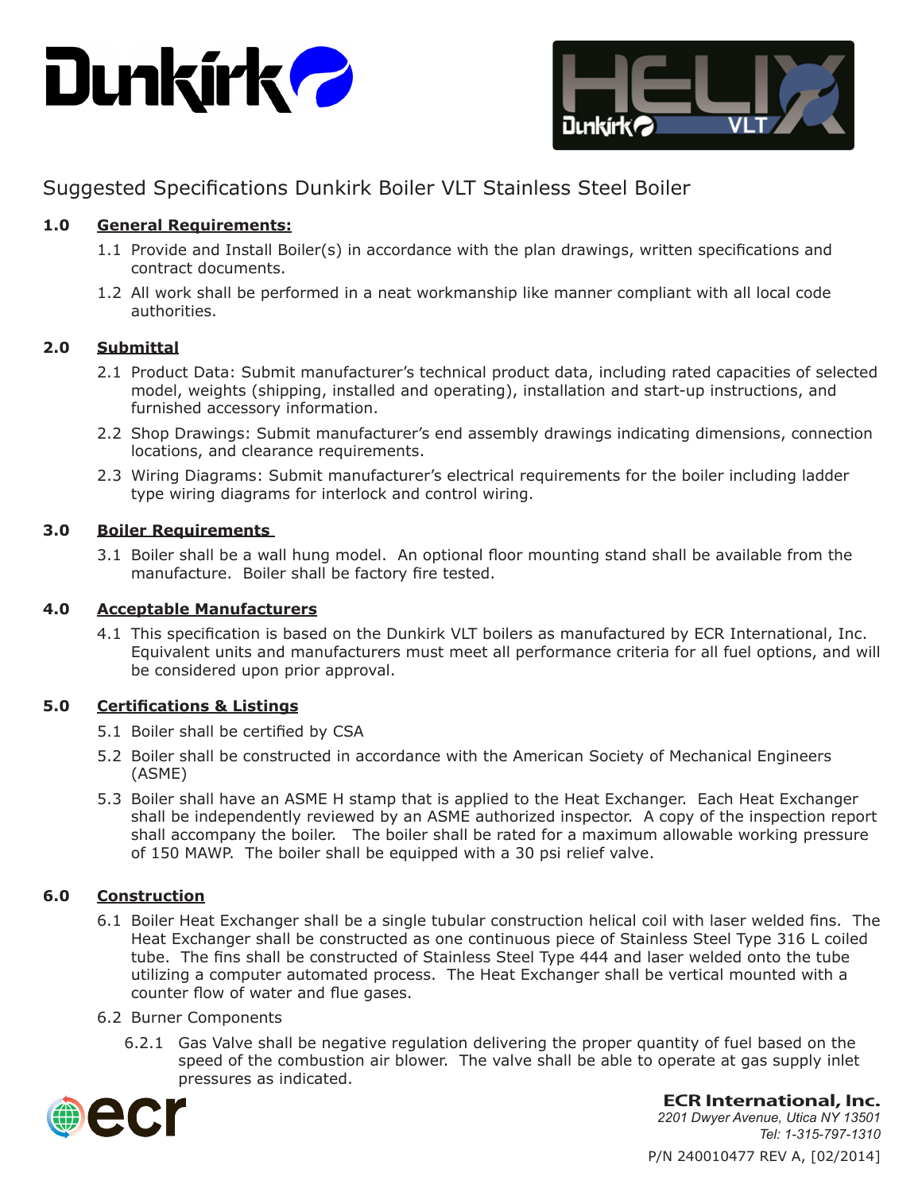# Suggested Specifications Dunkirk Boiler VLT Stainless Steel Boiler

## 1.0 General Requirements:

1.1 Provide and Install Boiler(s) in accordance with the plan drawings, written specifications and contract documents.

1.2 All work shall be performed in a neat workmanship like manner compliant with all local code authorities.

## 2.0 Submittal

2.1 Product Data: Submit manufacturer's technical product data, including rated capacities of selected model, weights (shipping, installed and operating), installation and start-up instructions, and furnished accessory information.

2.2 Shop Drawings: Submit manufacturer's end assembly drawings indicating dimensions, connection locations, and clearance requirements.

2.3 Wiring Diagrams: Submit manufacturer's electrical requirements for the boiler including ladder type wiring diagrams for interlock and control wiring.

## 3.0 Boiler Requirements

3.1 Boiler shall be a wall hung model. An optional floor mounting stand shall be available from the manufacture. Boiler shall be factory fire tested.

## 4.0 Acceptable Manufacturers

4.1 This specification is based on the Dunkirk VLT boilers as manufactured by ECR International, Inc. Equivalent units and manufacturers must meet all performance criteria for all fuel options, and will be considered upon prior approval.

## 5.0 Certifications & Listings

5.1 Boiler shall be certified by CSA

5.2 Boiler shall be constructed in accordance with the American Society of Mechanical Engineers (ASME)

5.3 Boiler shall have an ASME H stamp that is applied to the Heat Exchanger. Each Heat Exchanger shall be independently reviewed by an ASME authorized inspector. A copy of the inspection report shall accompany the boiler. The boiler shall be rated for a maximum allowable working pressure of 150 MAWP. The boiler shall be equipped with a 30 psi relief valve.

## 6.0 Construction

6.1 Boiler Heat Exchanger shall be a single tubular construction helical coil with laser welded fins. The Heat Exchanger shall be constructed as one continuous piece of Stainless Steel Type 316 L coiled tube. The fins shall be constructed of Stainless Steel Type 444 and laser welded onto the tube utilizing a computer automated process. The Heat Exchanger shall be vertical mounted with a counter flow of water and flue gases.

6.2 Burner Components

6.2.1 Gas Valve shall be negative regulation delivering the proper quantity of fuel based on the speed of the combustion air blower. The valve shall be able to operate at gas supply inlet pressures as indicated.

**ECR International, Inc.**
*2201 Dwyer Avenue, Utica NY 13501*
*Tel: 1-315-797-1310*

P/N 240010477 REV A, [02/2014]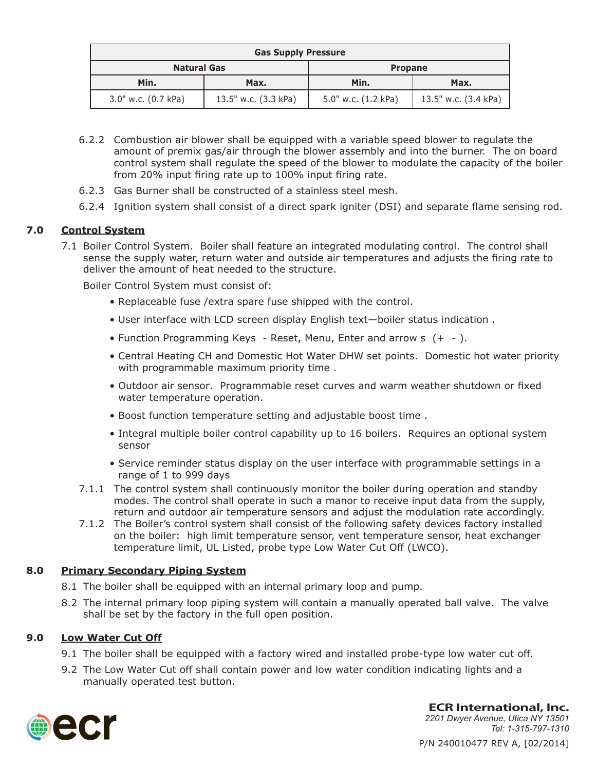| Gas Supply Pressure | | | |
|---|---|---|---|
| Natural Gas | | Propane | |
| Min. | Max. | Min. | Max. |
| 3.0" w.c. (0.7 kPa) | 13.5" w.c. (3.3 kPa) | 5.0" w.c. (1.2 kPa) | 13.5" w.c. (3.4 kPa) |

6.2.2 Combustion air blower shall be equipped with a variable speed blower to regulate the amount of premix gas/air through the blower assembly and into the burner. The on board control system shall regulate the speed of the blower to modulate the capacity of the boiler from 20% input firing rate up to 100% input firing rate.

6.2.3 Gas Burner shall be constructed of a stainless steel mesh.

6.2.4 Ignition system shall consist of a direct spark igniter (DSI) and separate flame sensing rod.

## 7.0 Control System

7.1 Boiler Control System. Boiler shall feature an integrated modulating control. The control shall sense the supply water, return water and outside air temperatures and adjusts the firing rate to deliver the amount of heat needed to the structure.

Boiler Control System must consist of:

- Replaceable fuse /extra spare fuse shipped with the control.
- User interface with LCD screen display English text—boiler status indication .
- Function Programming Keys - Reset, Menu, Enter and arrow s (+ - ).
- Central Heating CH and Domestic Hot Water DHW set points. Domestic hot water priority with programmable maximum priority time .
- Outdoor air sensor. Programmable reset curves and warm weather shutdown or fixed water temperature operation.
- Boost function temperature setting and adjustable boost time .
- Integral multiple boiler control capability up to 16 boilers. Requires an optional system sensor
- Service reminder status display on the user interface with programmable settings in a range of 1 to 999 days

7.1.1 The control system shall continuously monitor the boiler during operation and standby modes. The control shall operate in such a manor to receive input data from the supply, return and outdoor air temperature sensors and adjust the modulation rate accordingly.

7.1.2 The Boiler's control system shall consist of the following safety devices factory installed on the boiler: high limit temperature sensor, vent temperature sensor, heat exchanger temperature limit, UL Listed, probe type Low Water Cut Off (LWCO).

## 8.0 Primary Secondary Piping System

8.1 The boiler shall be equipped with an internal primary loop and pump.

8.2 The internal primary loop piping system will contain a manually operated ball valve. The valve shall be set by the factory in the full open position.

## 9.0 Low Water Cut Off

9.1 The boiler shall be equipped with a factory wired and installed probe-type low water cut off.

9.2 The Low Water Cut off shall contain power and low water condition indicating lights and a manually operated test button.

**ECR International, Inc.**
*2201 Dwyer Avenue, Utica NY 13501*
*Tel: 1-315-797-1310*

P/N 240010477 REV A, [02/2014]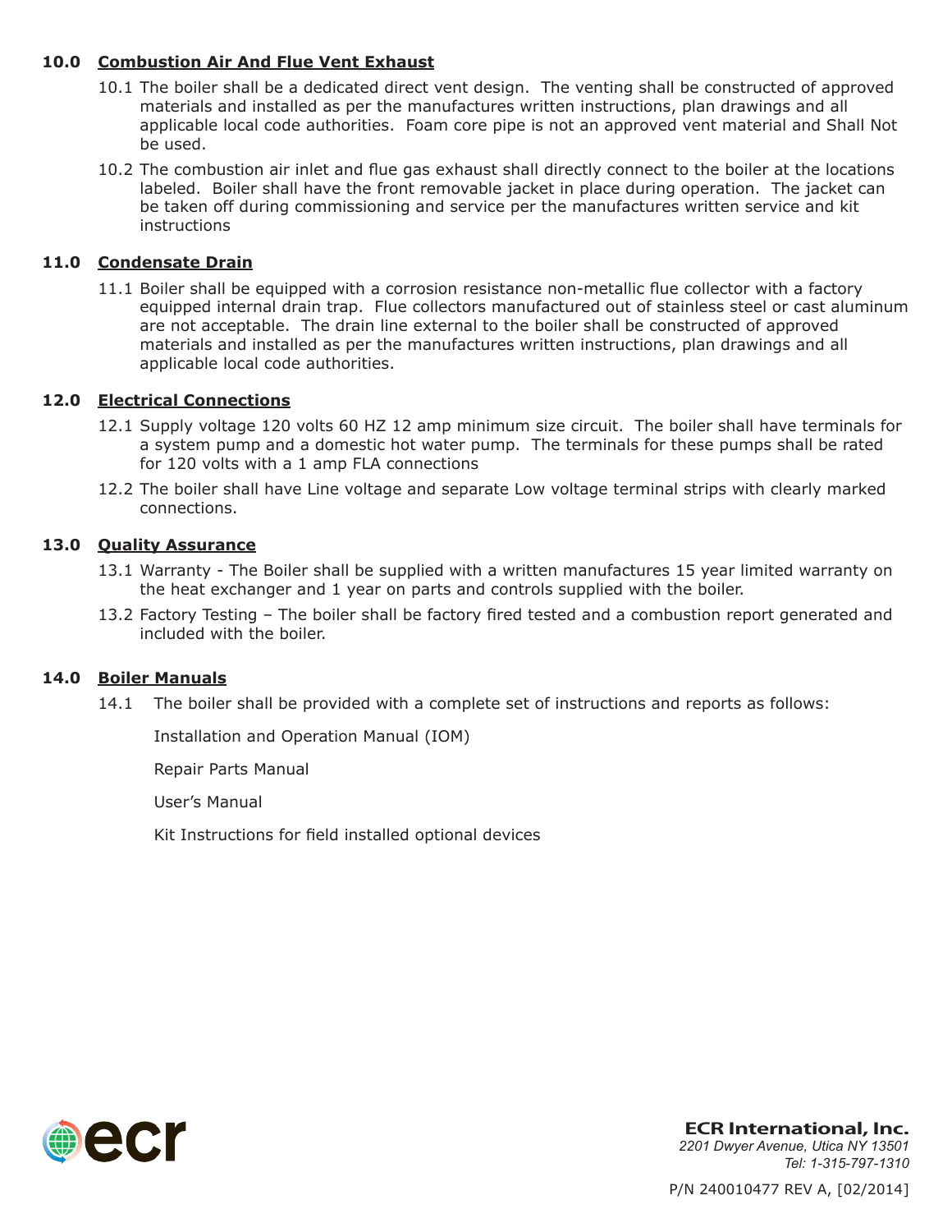## 10.0 <u>Combustion Air And Flue Vent Exhaust</u>

10.1 The boiler shall be a dedicated direct vent design. The venting shall be constructed of approved materials and installed as per the manufactures written instructions, plan drawings and all applicable local code authorities. Foam core pipe is not an approved vent material and Shall Not be used.

10.2 The combustion air inlet and flue gas exhaust shall directly connect to the boiler at the locations labeled. Boiler shall have the front removable jacket in place during operation. The jacket can be taken off during commissioning and service per the manufactures written service and kit instructions

## 11.0 <u>Condensate Drain</u>

11.1 Boiler shall be equipped with a corrosion resistance non-metallic flue collector with a factory equipped internal drain trap. Flue collectors manufactured out of stainless steel or cast aluminum are not acceptable. The drain line external to the boiler shall be constructed of approved materials and installed as per the manufactures written instructions, plan drawings and all applicable local code authorities.

## 12.0 <u>Electrical Connections</u>

12.1 Supply voltage 120 volts 60 HZ 12 amp minimum size circuit. The boiler shall have terminals for a system pump and a domestic hot water pump. The terminals for these pumps shall be rated for 120 volts with a 1 amp FLA connections

12.2 The boiler shall have Line voltage and separate Low voltage terminal strips with clearly marked connections.

## 13.0 <u>Quality Assurance</u>

13.1 Warranty - The Boiler shall be supplied with a written manufactures 15 year limited warranty on the heat exchanger and 1 year on parts and controls supplied with the boiler.

13.2 Factory Testing – The boiler shall be factory fired tested and a combustion report generated and included with the boiler.

## 14.0 <u>Boiler Manuals</u>

14.1 The boiler shall be provided with a complete set of instructions and reports as follows:

Installation and Operation Manual (IOM)

Repair Parts Manual

User's Manual

Kit Instructions for field installed optional devices

ecr

**ECR International, Inc.**
*2201 Dwyer Avenue, Utica NY 13501*
*Tel: 1-315-797-1310*

P/N 240010477 REV A, [02/2014]